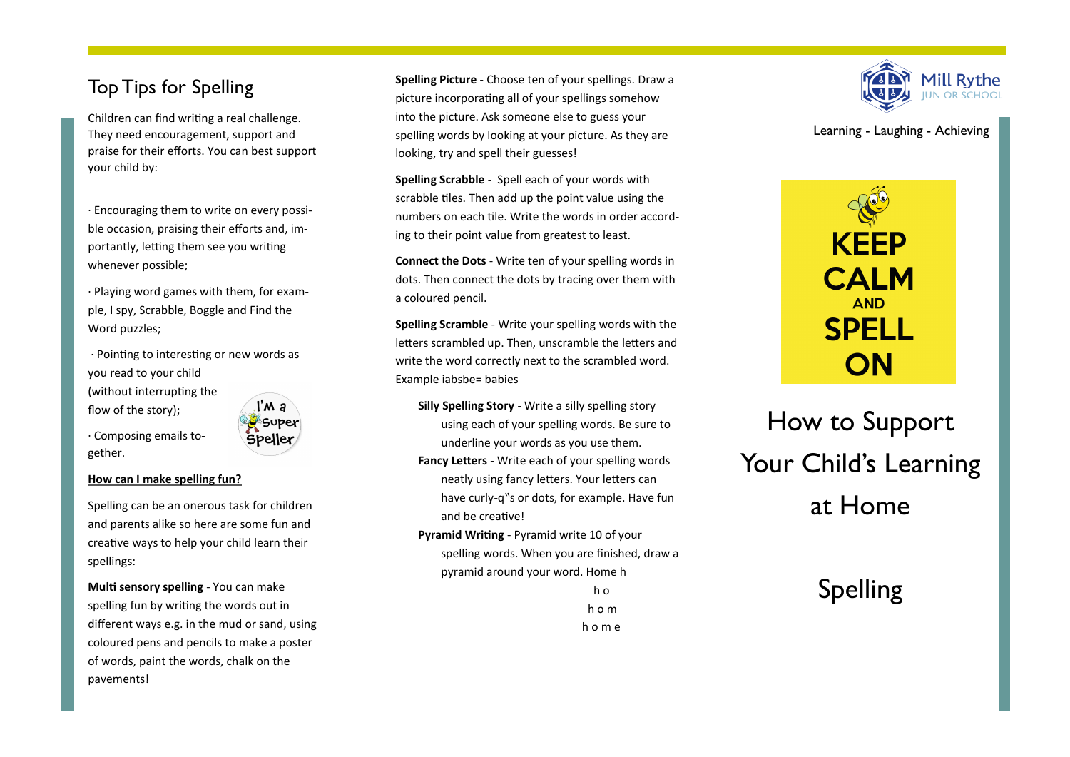## Top Tips for Spelling

Children can find writing a real challenge. They need encouragement, support and praise for their efforts. You can best support your child by:

· Encouraging them to write on every possible occasion, praising their efforts and, importantly, letting them see you writing whenever possible;

· Playing word games with them, for example, I spy, Scrabble, Boggle and Find the Word puzzles;

· Pointing to interesting or new words as you read to your child (without interrupting the flow of the story);

· Composing emails together.

**How can I make spelling fun?**

Spelling can be an onerous task for children and parents alike so here are some fun and creative ways to help your child learn their spellings:

**Multi sensory spelling** - You can make spelling fun by writing the words out in different ways e.g. in the mud or sand, using coloured pens and pencils to make a poster of words, paint the words, chalk on the pavements!

**Spelling Picture** - Choose ten of your spellings. Draw a picture incorporating all of your spellings somehow into the picture. Ask someone else to guess your spelling words by looking at your picture. As they are looking, try and spell their guesses!

**Spelling Scrabble** - Spell each of your words with scrabble tiles. Then add up the point value using the numbers on each tile. Write the words in order according to their point value from greatest to least.

**Connect the Dots** - Write ten of your spelling words in dots. Then connect the dots by tracing over them with a coloured pencil.

**Spelling Scramble** - Write your spelling words with the letters scrambled up. Then, unscramble the letters and write the word correctly next to the scrambled word. Example iabsbe= babies

**Silly Spelling Story** - Write a silly spelling story using each of your spelling words. Be sure to underline your words as you use them.

**Fancy Letters** - Write each of your spelling words neatly using fancy letters. Your letters can have curly-q"s or dots, for example. Have fun and be creative!

**Pyramid Writing** - Pyramid write 10 of your spelling words. When you are finished, draw a pyramid around your word. Home h

h o

h o m

h o m e

Mill Rythe Junior School

Learning - Laughing - Achieving

KEEP CALM AND SPELL ON

# How to Support Your Child's Learning at Home

# Spelling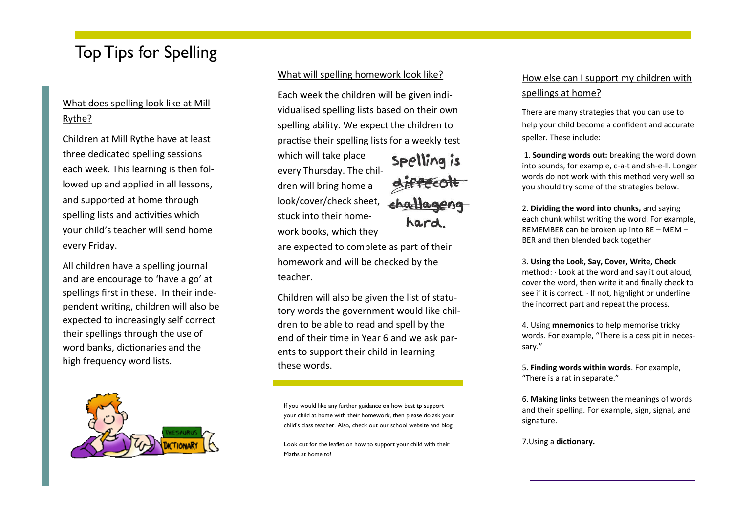# Top Tips for Spelling

## What does spelling look like at Mill Rythe?

Children at Mill Rythe have at least three dedicated spelling sessions each week. This learning is then followed up and applied in all lessons, and supported at home through spelling lists and activities which your child's teacher will send home every Friday.

All children have a spelling journal and are encourage to 'have a go' at spellings first in these. In their independent writing, children will also be expected to increasingly self correct their spellings through the use of word banks, dictionaries and the high frequency word lists.

## What will spelling homework look like?

Each week the children will be given individualised spelling lists based on their own spelling ability. We expect the children to practise their spelling lists for a weekly test which will take place every Thursday. The children will bring home a look/cover/check sheet, stuck into their homework books, which they are expected to complete as part of their homework and will be checked by the teacher.

Spelling is ~~diffecolt~~ ~~challageng~~ hard.

Children will also be given the list of statutory words the government would like children to be able to read and spell by the end of their time in Year 6 and we ask parents to support their child in learning these words.

If you would like any further guidance on how best tp support your child at home with their homework, then please do ask your child's class teacher. Also, check out our school website and blog!

Look out for the leaflet on how to support your child with their Maths at home to!

## How else can I support my children with spellings at home?

There are many strategies that you can use to help your child become a confident and accurate speller. These include:

1. **Sounding words out:** breaking the word down into sounds, for example, c-a-t and sh-e-ll. Longer words do not work with this method very well so you should try some of the strategies below.

2. **Dividing the word into chunks,** and saying each chunk whilst writing the word. For example, REMEMBER can be broken up into RE – MEM – BER and then blended back together

3. **Using the Look, Say, Cover, Write, Check** method: · Look at the word and say it out aloud, cover the word, then write it and finally check to see if it is correct. · If not, highlight or underline the incorrect part and repeat the process.

4. Using **mnemonics** to help memorise tricky words. For example, "There is a cess pit in necessary."

5. **Finding words within words**. For example, "There is a rat in separate."

6. **Making links** between the meanings of words and their spelling. For example, sign, signal, and signature.

7. Using a **dictionary.**